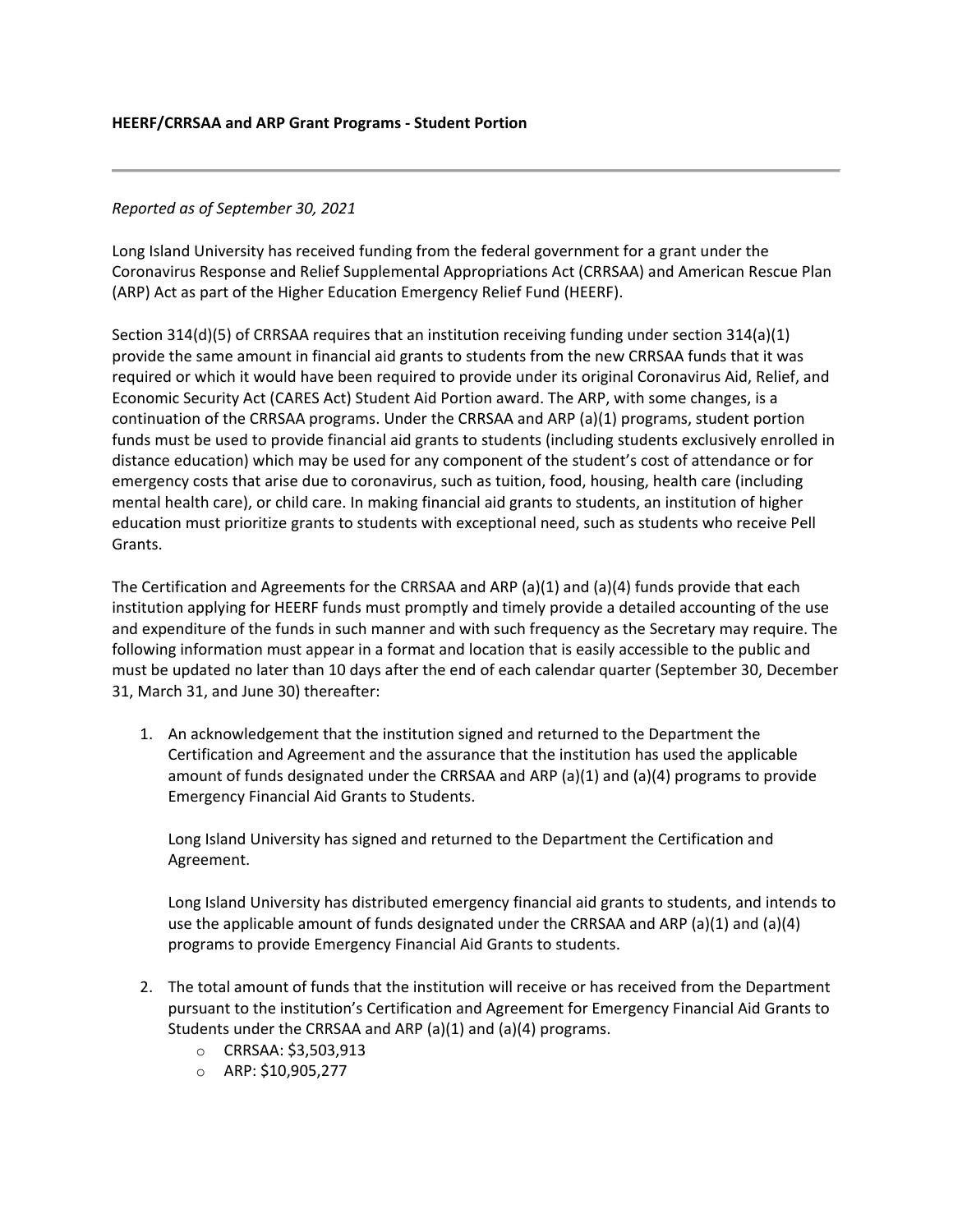**HEERF/CRRSAA and ARP Grant Programs - Student Portion**

---

*Reported as of September 30, 2021*

Long Island University has received funding from the federal government for a grant under the Coronavirus Response and Relief Supplemental Appropriations Act (CRRSAA) and American Rescue Plan (ARP) Act as part of the Higher Education Emergency Relief Fund (HEERF).

Section 314(d)(5) of CRRSAA requires that an institution receiving funding under section 314(a)(1) provide the same amount in financial aid grants to students from the new CRRSAA funds that it was required or which it would have been required to provide under its original Coronavirus Aid, Relief, and Economic Security Act (CARES Act) Student Aid Portion award. The ARP, with some changes, is a continuation of the CRRSAA programs. Under the CRRSAA and ARP (a)(1) programs, student portion funds must be used to provide financial aid grants to students (including students exclusively enrolled in distance education) which may be used for any component of the student's cost of attendance or for emergency costs that arise due to coronavirus, such as tuition, food, housing, health care (including mental health care), or child care. In making financial aid grants to students, an institution of higher education must prioritize grants to students with exceptional need, such as students who receive Pell Grants.

The Certification and Agreements for the CRRSAA and ARP (a)(1) and (a)(4) funds provide that each institution applying for HEERF funds must promptly and timely provide a detailed accounting of the use and expenditure of the funds in such manner and with such frequency as the Secretary may require. The following information must appear in a format and location that is easily accessible to the public and must be updated no later than 10 days after the end of each calendar quarter (September 30, December 31, March 31, and June 30) thereafter:

1. An acknowledgement that the institution signed and returned to the Department the Certification and Agreement and the assurance that the institution has used the applicable amount of funds designated under the CRRSAA and ARP (a)(1) and (a)(4) programs to provide Emergency Financial Aid Grants to Students.

   Long Island University has signed and returned to the Department the Certification and Agreement.

   Long Island University has distributed emergency financial aid grants to students, and intends to use the applicable amount of funds designated under the CRRSAA and ARP (a)(1) and (a)(4) programs to provide Emergency Financial Aid Grants to students.

2. The total amount of funds that the institution will receive or has received from the Department pursuant to the institution's Certification and Agreement for Emergency Financial Aid Grants to Students under the CRRSAA and ARP (a)(1) and (a)(4) programs.
   - CRRSAA: $3,503,913
   - ARP: $10,905,277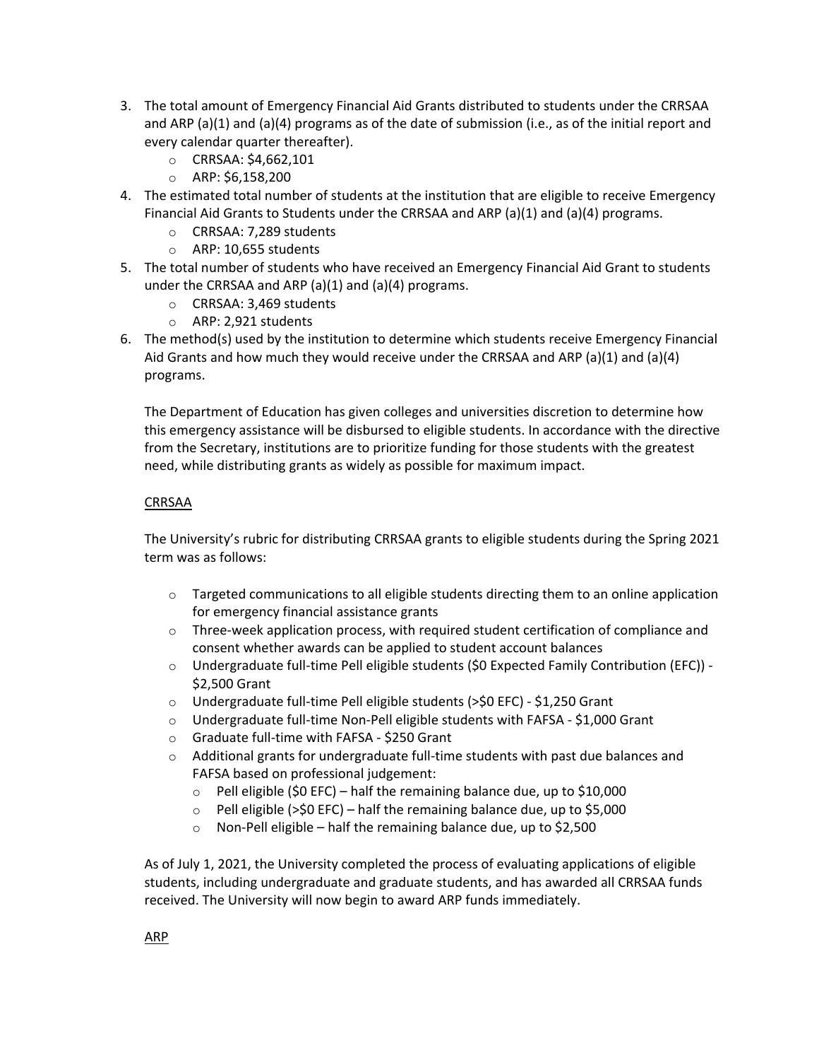3. The total amount of Emergency Financial Aid Grants distributed to students under the CRRSAA and ARP (a)(1) and (a)(4) programs as of the date of submission (i.e., as of the initial report and every calendar quarter thereafter).
    - CRRSAA: $4,662,101
    - ARP: $6,158,200
4. The estimated total number of students at the institution that are eligible to receive Emergency Financial Aid Grants to Students under the CRRSAA and ARP (a)(1) and (a)(4) programs.
    - CRRSAA: 7,289 students
    - ARP: 10,655 students
5. The total number of students who have received an Emergency Financial Aid Grant to students under the CRRSAA and ARP (a)(1) and (a)(4) programs.
    - CRRSAA: 3,469 students
    - ARP: 2,921 students
6. The method(s) used by the institution to determine which students receive Emergency Financial Aid Grants and how much they would receive under the CRRSAA and ARP (a)(1) and (a)(4) programs.

    The Department of Education has given colleges and universities discretion to determine how this emergency assistance will be disbursed to eligible students. In accordance with the directive from the Secretary, institutions are to prioritize funding for those students with the greatest need, while distributing grants as widely as possible for maximum impact.

    <u>CRRSAA</u>

    The University's rubric for distributing CRRSAA grants to eligible students during the Spring 2021 term was as follows:

    - Targeted communications to all eligible students directing them to an online application for emergency financial assistance grants
    - Three-week application process, with required student certification of compliance and consent whether awards can be applied to student account balances
    - Undergraduate full-time Pell eligible students ($0 Expected Family Contribution (EFC)) - $2,500 Grant
    - Undergraduate full-time Pell eligible students (>$0 EFC) - $1,250 Grant
    - Undergraduate full-time Non-Pell eligible students with FAFSA - $1,000 Grant
    - Graduate full-time with FAFSA - $250 Grant
    - Additional grants for undergraduate full-time students with past due balances and FAFSA based on professional judgement:
        - Pell eligible ($0 EFC) – half the remaining balance due, up to $10,000
        - Pell eligible (>$0 EFC) – half the remaining balance due, up to $5,000
        - Non-Pell eligible – half the remaining balance due, up to $2,500

    As of July 1, 2021, the University completed the process of evaluating applications of eligible students, including undergraduate and graduate students, and has awarded all CRRSAA funds received. The University will now begin to award ARP funds immediately.

    <u>ARP</u>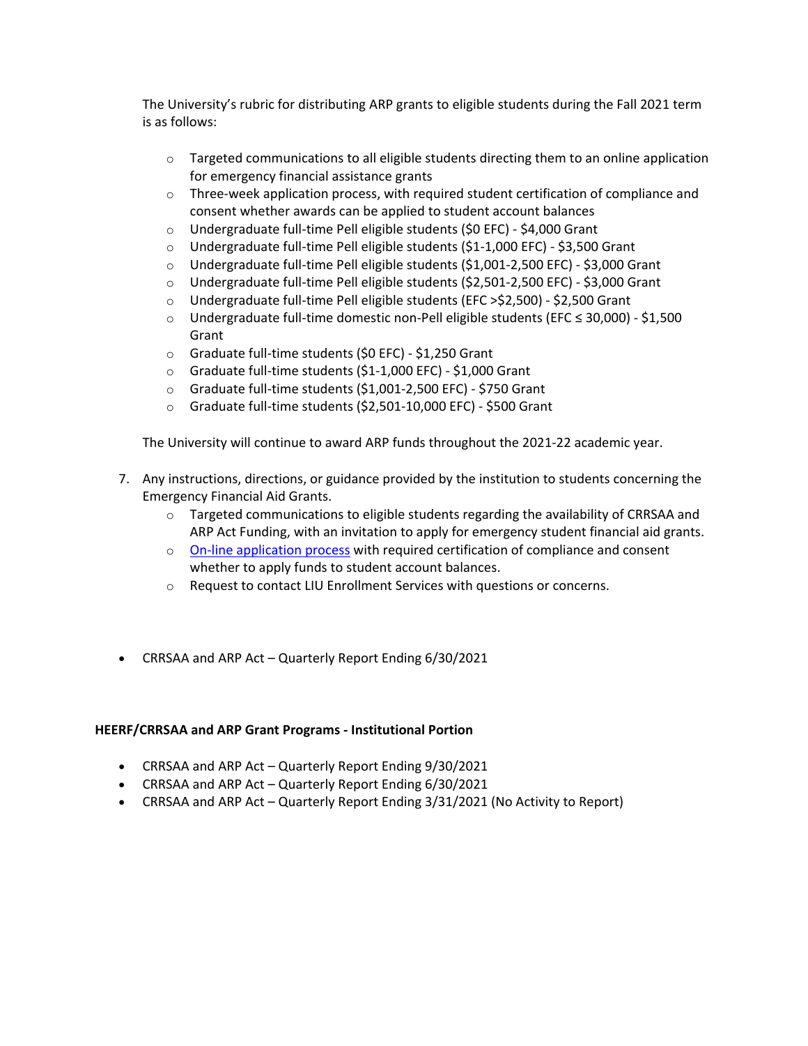The University's rubric for distributing ARP grants to eligible students during the Fall 2021 term is as follows:

- Targeted communications to all eligible students directing them to an online application for emergency financial assistance grants
- Three-week application process, with required student certification of compliance and consent whether awards can be applied to student account balances
- Undergraduate full-time Pell eligible students ($0 EFC) - $4,000 Grant
- Undergraduate full-time Pell eligible students ($1-1,000 EFC) - $3,500 Grant
- Undergraduate full-time Pell eligible students ($1,001-2,500 EFC) - $3,000 Grant
- Undergraduate full-time Pell eligible students ($2,501-2,500 EFC) - $3,000 Grant
- Undergraduate full-time Pell eligible students (EFC >$2,500) - $2,500 Grant
- Undergraduate full-time domestic non-Pell eligible students (EFC ≤ 30,000) - $1,500 Grant
- Graduate full-time students ($0 EFC) - $1,250 Grant
- Graduate full-time students ($1-1,000 EFC) - $1,000 Grant
- Graduate full-time students ($1,001-2,500 EFC) - $750 Grant
- Graduate full-time students ($2,501-10,000 EFC) - $500 Grant

The University will continue to award ARP funds throughout the 2021-22 academic year.

7. Any instructions, directions, or guidance provided by the institution to students concerning the Emergency Financial Aid Grants.
    - Targeted communications to eligible students regarding the availability of CRRSAA and ARP Act Funding, with an invitation to apply for emergency student financial aid grants.
    - On-line application process with required certification of compliance and consent whether to apply funds to student account balances.
    - Request to contact LIU Enrollment Services with questions or concerns.

- CRRSAA and ARP Act – Quarterly Report Ending 6/30/2021

**HEERF/CRRSAA and ARP Grant Programs - Institutional Portion**

- CRRSAA and ARP Act – Quarterly Report Ending 9/30/2021
- CRRSAA and ARP Act – Quarterly Report Ending 6/30/2021
- CRRSAA and ARP Act – Quarterly Report Ending 3/31/2021 (No Activity to Report)